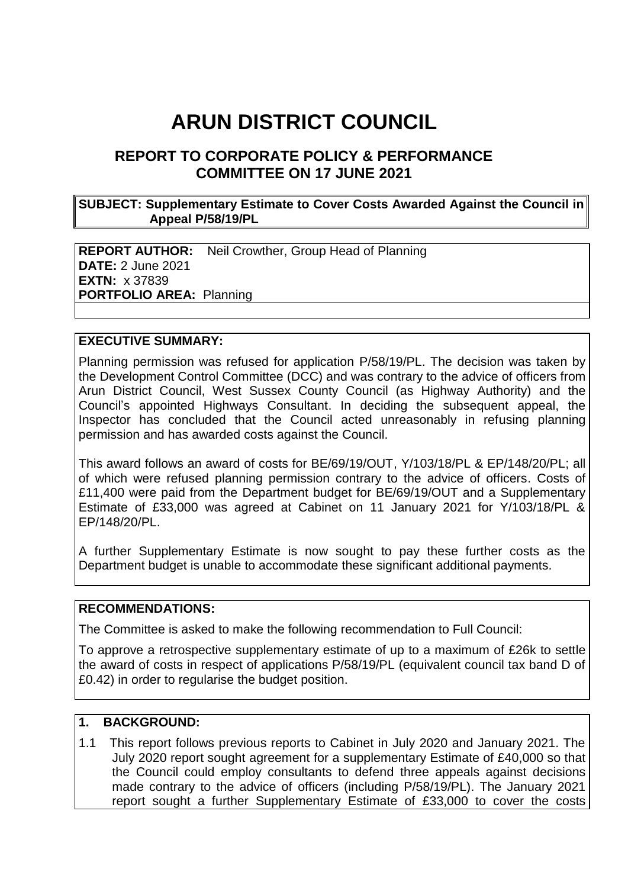# ARUN DISTRICT COUNCIL

## REPORT TO CORPORATE POLICY & PERFORMANCE COMMITTEE ON 17 JUNE 2021

**SUBJECT: Supplementary Estimate to Cover Costs Awarded Against the Council in Appeal P/58/19/PL**

**REPORT AUTHOR:** Neil Crowther, Group Head of Planning
**DATE:** 2 June 2021
**EXTN:** x 37839
**PORTFOLIO AREA:** Planning

### EXECUTIVE SUMMARY:

Planning permission was refused for application P/58/19/PL. The decision was taken by the Development Control Committee (DCC) and was contrary to the advice of officers from Arun District Council, West Sussex County Council (as Highway Authority) and the Council's appointed Highways Consultant. In deciding the subsequent appeal, the Inspector has concluded that the Council acted unreasonably in refusing planning permission and has awarded costs against the Council.

This award follows an award of costs for BE/69/19/OUT, Y/103/18/PL & EP/148/20/PL; all of which were refused planning permission contrary to the advice of officers. Costs of £11,400 were paid from the Department budget for BE/69/19/OUT and a Supplementary Estimate of £33,000 was agreed at Cabinet on 11 January 2021 for Y/103/18/PL & EP/148/20/PL.

A further Supplementary Estimate is now sought to pay these further costs as the Department budget is unable to accommodate these significant additional payments.

### RECOMMENDATIONS:

The Committee is asked to make the following recommendation to Full Council:

To approve a retrospective supplementary estimate of up to a maximum of £26k to settle the award of costs in respect of applications P/58/19/PL (equivalent council tax band D of £0.42) in order to regularise the budget position.

### 1. BACKGROUND:

1.1 This report follows previous reports to Cabinet in July 2020 and January 2021. The July 2020 report sought agreement for a supplementary Estimate of £40,000 so that the Council could employ consultants to defend three appeals against decisions made contrary to the advice of officers (including P/58/19/PL). The January 2021 report sought a further Supplementary Estimate of £33,000 to cover the costs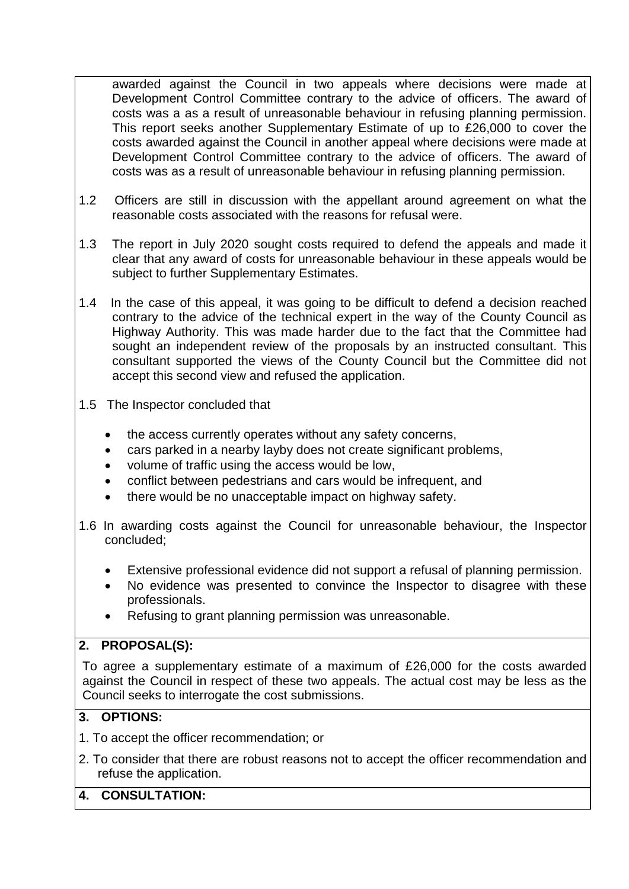awarded against the Council in two appeals where decisions were made at Development Control Committee contrary to the advice of officers. The award of costs was a as a result of unreasonable behaviour in refusing planning permission. This report seeks another Supplementary Estimate of up to £26,000 to cover the costs awarded against the Council in another appeal where decisions were made at Development Control Committee contrary to the advice of officers. The award of costs was as a result of unreasonable behaviour in refusing planning permission.

1.2 Officers are still in discussion with the appellant around agreement on what the reasonable costs associated with the reasons for refusal were.

1.3 The report in July 2020 sought costs required to defend the appeals and made it clear that any award of costs for unreasonable behaviour in these appeals would be subject to further Supplementary Estimates.

1.4 In the case of this appeal, it was going to be difficult to defend a decision reached contrary to the advice of the technical expert in the way of the County Council as Highway Authority. This was made harder due to the fact that the Committee had sought an independent review of the proposals by an instructed consultant. This consultant supported the views of the County Council but the Committee did not accept this second view and refused the application.

1.5 The Inspector concluded that

- the access currently operates without any safety concerns,
- cars parked in a nearby layby does not create significant problems,
- volume of traffic using the access would be low,
- conflict between pedestrians and cars would be infrequent, and
- there would be no unacceptable impact on highway safety.

1.6 In awarding costs against the Council for unreasonable behaviour, the Inspector concluded;

- Extensive professional evidence did not support a refusal of planning permission.
- No evidence was presented to convince the Inspector to disagree with these professionals.
- Refusing to grant planning permission was unreasonable.

## 2. PROPOSAL(S):

To agree a supplementary estimate of a maximum of £26,000 for the costs awarded against the Council in respect of these two appeals. The actual cost may be less as the Council seeks to interrogate the cost submissions.

## 3. OPTIONS:

1. To accept the officer recommendation; or
2. To consider that there are robust reasons not to accept the officer recommendation and refuse the application.

## 4. CONSULTATION: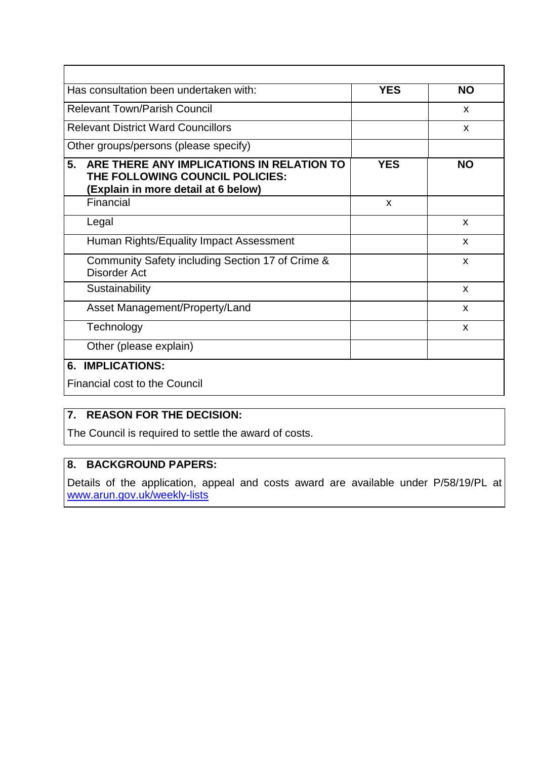| | | |
|---|---|---|
| Has consultation been undertaken with: | **YES** | **NO** |
| Relevant Town/Parish Council | | x |
| Relevant District Ward Councillors | | x |
| Other groups/persons (please specify) | | |
| **5. ARE THERE ANY IMPLICATIONS IN RELATION TO THE FOLLOWING COUNCIL POLICIES: (Explain in more detail at 6 below)** | **YES** | **NO** |
| Financial | x | |
| Legal | | x |
| Human Rights/Equality Impact Assessment | | x |
| Community Safety including Section 17 of Crime & Disorder Act | | x |
| Sustainability | | x |
| Asset Management/Property/Land | | x |
| Technology | | x |
| Other (please explain) | | |

**6. IMPLICATIONS:**

Financial cost to the Council

**7. REASON FOR THE DECISION:**

The Council is required to settle the award of costs.

**8. BACKGROUND PAPERS:**

Details of the application, appeal and costs award are available under P/58/19/PL at www.arun.gov.uk/weekly-lists